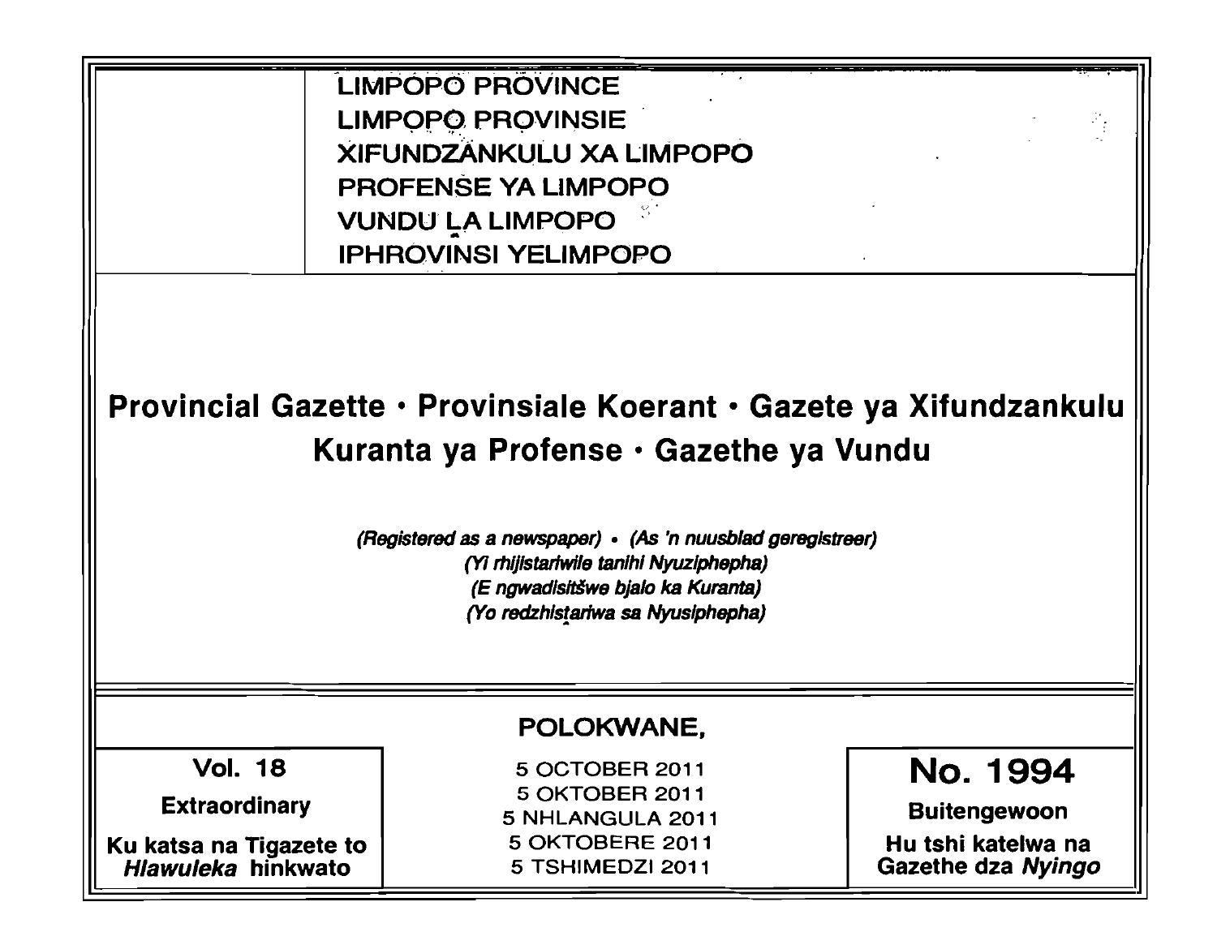LIMPOPO PROVINCE
LIMPOPO PROVINSIE
XIFUNDZANKULU XA LIMPOPO
PROFENSE YA LIMPOPO
VUNDU LA LIMPOPO
IPHROVINSI YELIMPOPO

# Provincial Gazette • Provinsiale Koerant • Gazete ya Xifundzankulu Kuranta ya Profense • Gazethe ya Vundu

*(Registered as a newspaper) • (As 'n nuusblad geregistreer)*
*(Yi rhijistariwile tanihi Nyuziphepha)*
*(E ngwadisitšwe bjalo ka Kuranta)*
*(Yo redzhistariwa sa Nyusiphepha)*

**POLOKWANE,**

**Vol. 18**

**Extraordinary**

**Ku katsa na Tigazete to *Hlawuleka* hinkwato**

5 OCTOBER 2011
5 OKTOBER 2011
5 NHLANGULA 2011
5 OKTOBERE 2011
5 TSHIMEDZI 2011

**No. 1994**

**Buitengewoon**

**Hu tshi katelwa na Gazethe dza *Nyingo***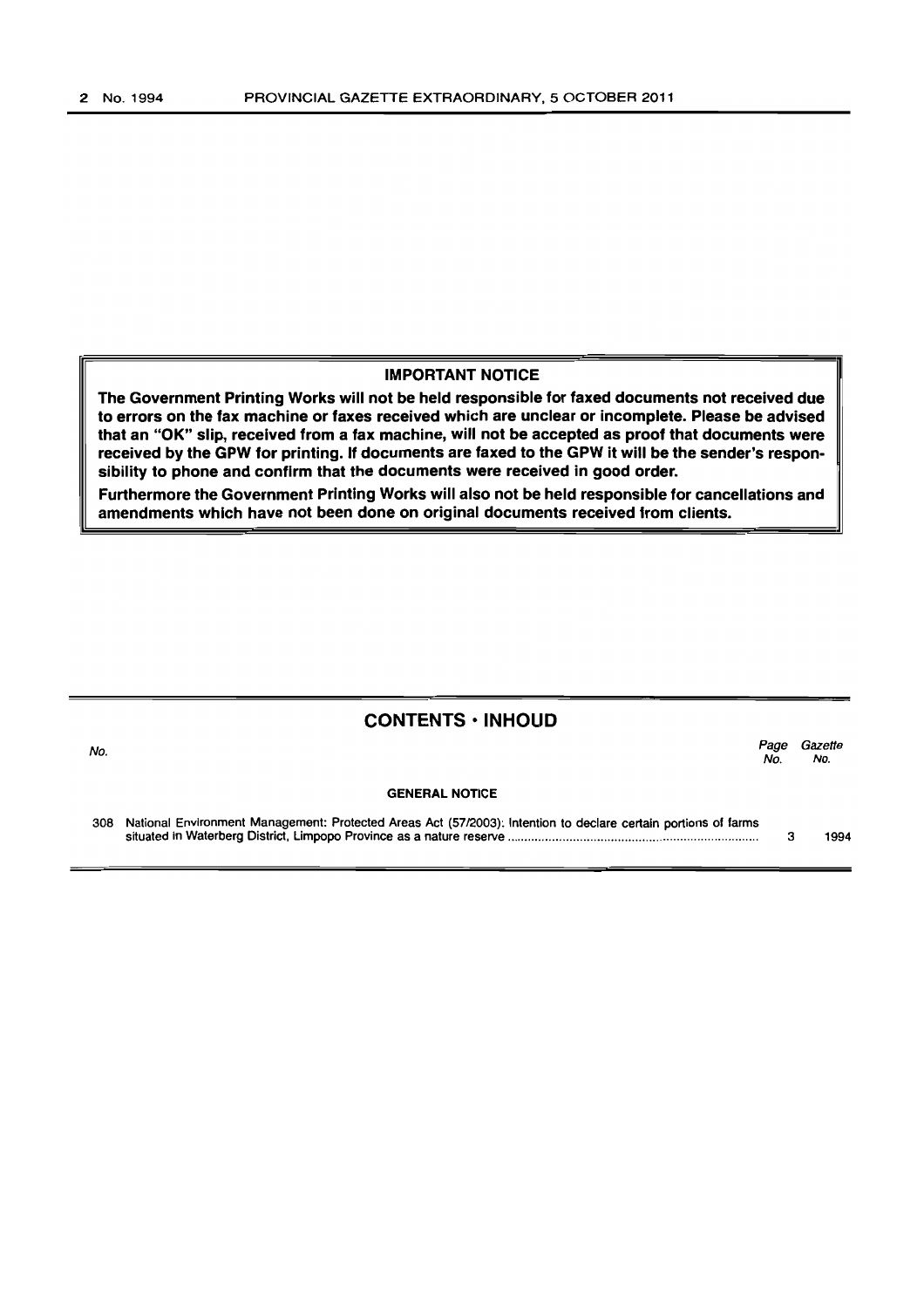## IMPORTANT NOTICE

**The Government Printing Works will not be held responsible for faxed documents not received due to errors on the fax machine or faxes received which are unclear or incomplete. Please be advised that an "OK" slip, received from a fax machine, will not be accepted as proof that documents were received by the GPW for printing. If documents are faxed to the GPW it will be the sender's responsibility to phone and confirm that the documents were received in good order.**

**Furthermore the Government Printing Works will also not be held responsible for cancellations and amendments which have not been done on original documents received from clients.**

## CONTENTS • INHOUD

| *No.* | | *Page No.* | *Gazette No.* |
|---|---|---|---|
| | **GENERAL NOTICE** | | |
| 308 | National Environment Management: Protected Areas Act (57/2003): Intention to declare certain portions of farms situated in Waterberg District, Limpopo Province as a nature reserve | 3 | 1994 |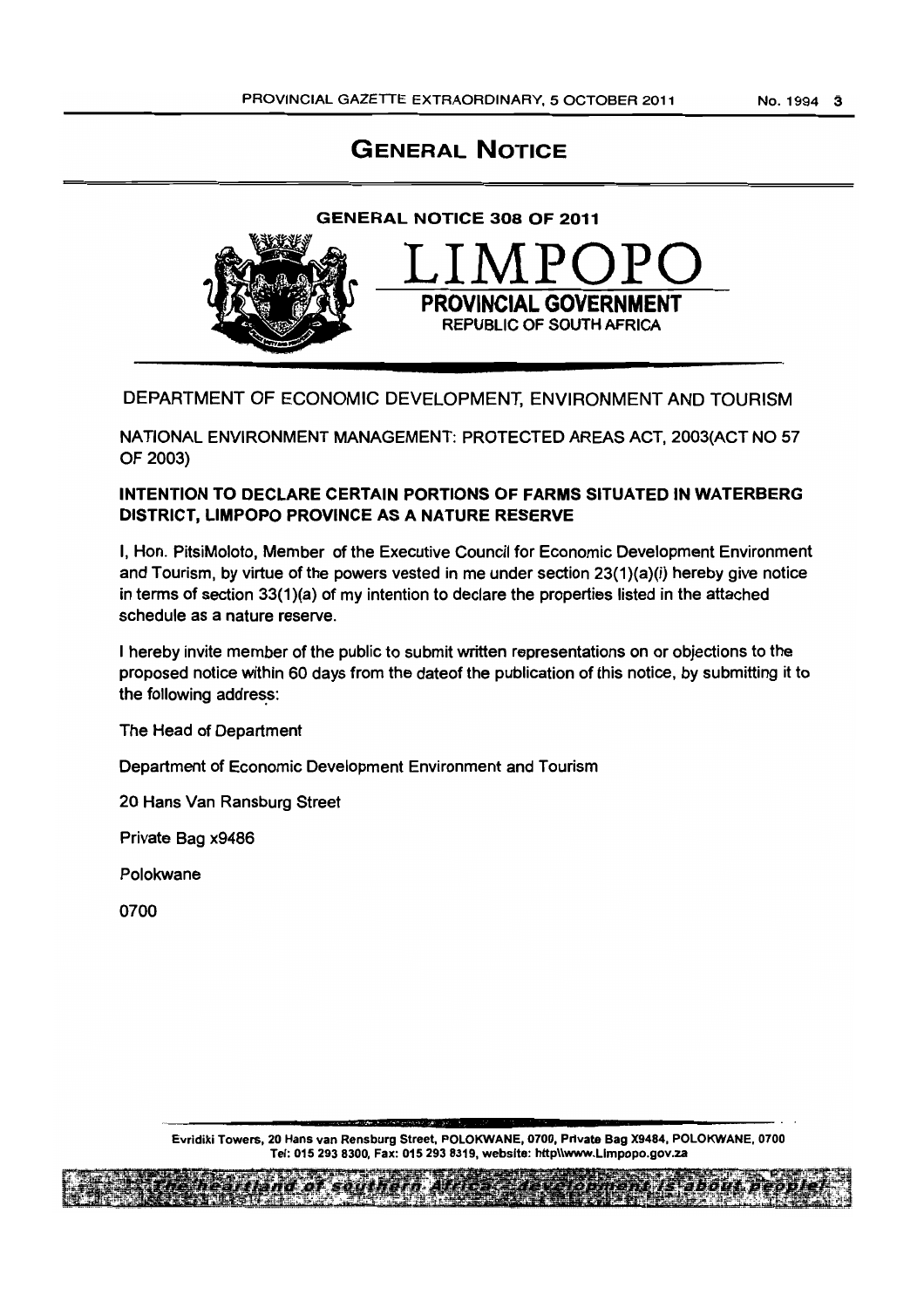# GENERAL NOTICE

## GENERAL NOTICE 308 OF 2011

LIMPOPO
**PROVINCIAL GOVERNMENT**
REPUBLIC OF SOUTH AFRICA

DEPARTMENT OF ECONOMIC DEVELOPMENT, ENVIRONMENT AND TOURISM

NATIONAL ENVIRONMENT MANAGEMENT: PROTECTED AREAS ACT, 2003(ACT NO 57 OF 2003)

**INTENTION TO DECLARE CERTAIN PORTIONS OF FARMS SITUATED IN WATERBERG DISTRICT, LIMPOPO PROVINCE AS A NATURE RESERVE**

I, Hon. PitsiMoloto, Member of the Executive Council for Economic Development Environment and Tourism, by virtue of the powers vested in me under section 23(1)(a)(i) hereby give notice in terms of section 33(1)(a) of my intention to declare the properties listed in the attached schedule as a nature reserve.

I hereby invite member of the public to submit written representations on or objections to the proposed notice within 60 days from the dateof the publication of this notice, by submitting it to the following address:

The Head of Department

Department of Economic Development Environment and Tourism

20 Hans Van Ransburg Street

Private Bag x9486

Polokwane

0700

Evridiki Towers, 20 Hans van Rensburg Street, POLOKWANE, 0700, Private Bag X9484, POLOKWANE, 0700
Tel: 015 293 8300, Fax: 015 293 8319, website: http\\www.Limpopo.gov.za

The heartland of southern Africa – development is about people!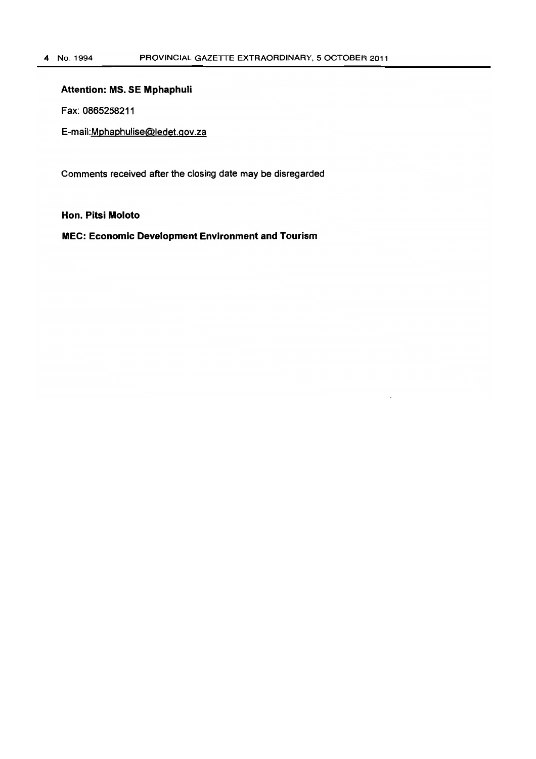**Attention: MS. SE Mphaphuli**

Fax: 0865258211

E-mail:Mphaphulise@ledet.gov.za

Comments received after the closing date may be disregarded

**Hon. Pitsi Moloto**

**MEC: Economic Development Environment and Tourism**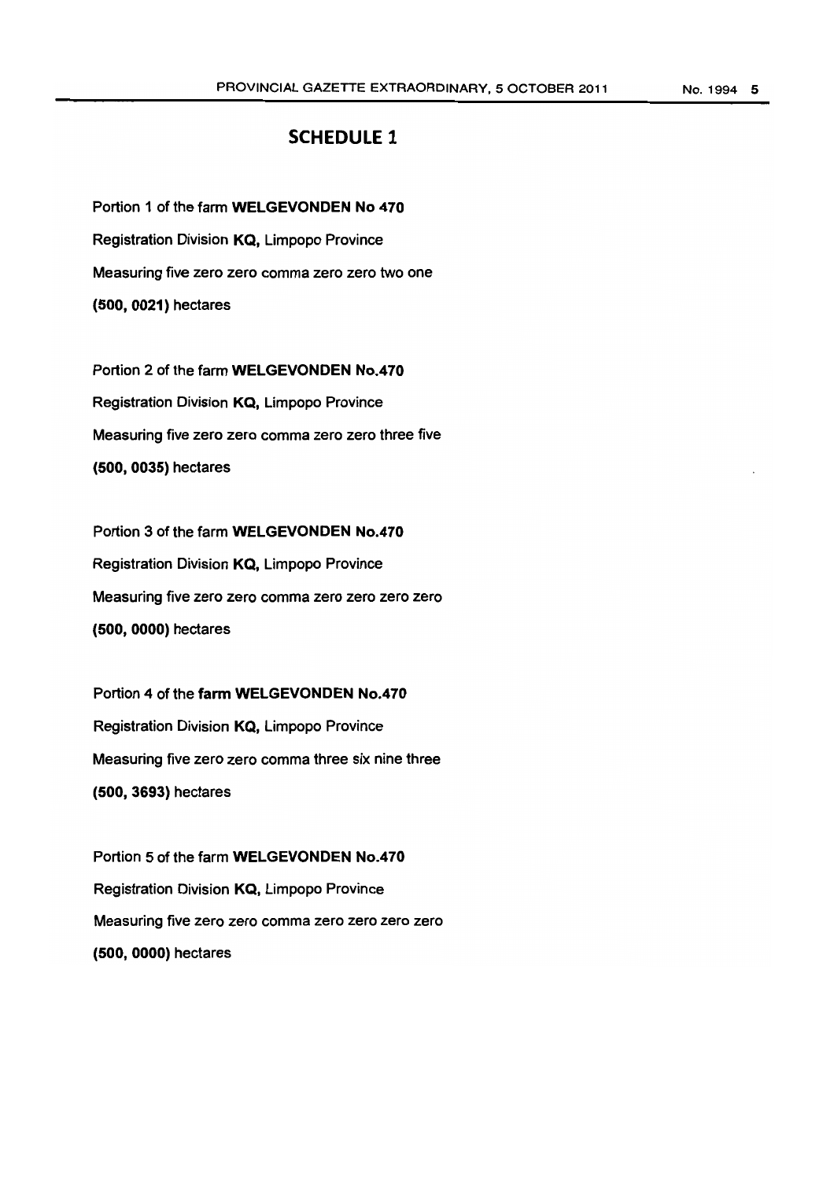# SCHEDULE 1

Portion 1 of the farm **WELGEVONDEN No 470**
Registration Division **KQ,** Limpopo Province
Measuring five zero zero comma zero zero two one
**(500, 0021)** hectares

Portion 2 of the farm **WELGEVONDEN No.470**
Registration Division **KQ,** Limpopo Province
Measuring five zero zero comma zero zero three five
**(500, 0035)** hectares

Portion 3 of the farm **WELGEVONDEN No.470**
Registration Division **KQ,** Limpopo Province
Measuring five zero zero comma zero zero zero zero
**(500, 0000)** hectares

Portion 4 of the **farm WELGEVONDEN No.470**
Registration Division **KQ,** Limpopo Province
Measuring five zero zero comma three six nine three
**(500, 3693)** hectares

Portion 5 of the farm **WELGEVONDEN No.470**
Registration Division **KQ,** Limpopo Province
Measuring five zero zero comma zero zero zero zero
**(500, 0000)** hectares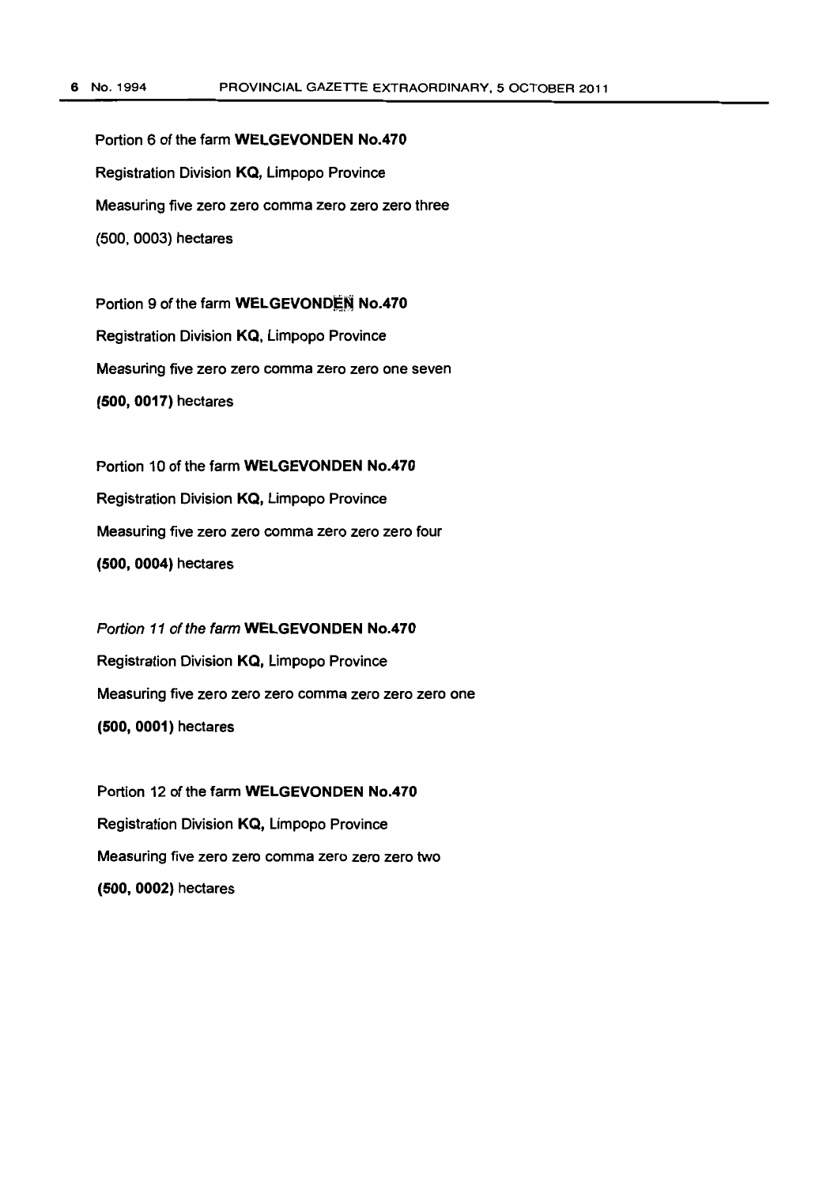Portion 6 of the farm **WELGEVONDEN No.470**

Registration Division **KQ**, Limpopo Province

Measuring five zero zero comma zero zero zero three

(500, 0003) hectares

Portion 9 of the farm **WELGEVONDEN No.470**

Registration Division **KQ**, Limpopo Province

Measuring five zero zero comma zero zero one seven

**(500, 0017)** hectares

Portion 10 of the farm **WELGEVONDEN No.470**

Registration Division **KQ**, Limpopo Province

Measuring five zero zero comma zero zero zero four

**(500, 0004)** hectares

*Portion 11 of the farm* **WELGEVONDEN No.470**

Registration Division **KQ**, Limpopo Province

Measuring five zero zero zero comma zero zero zero one

**(500, 0001)** hectares

Portion 12 of the farm **WELGEVONDEN No.470**

Registration Division **KQ**, Limpopo Province

Measuring five zero zero comma zero zero zero two

**(500, 0002)** hectares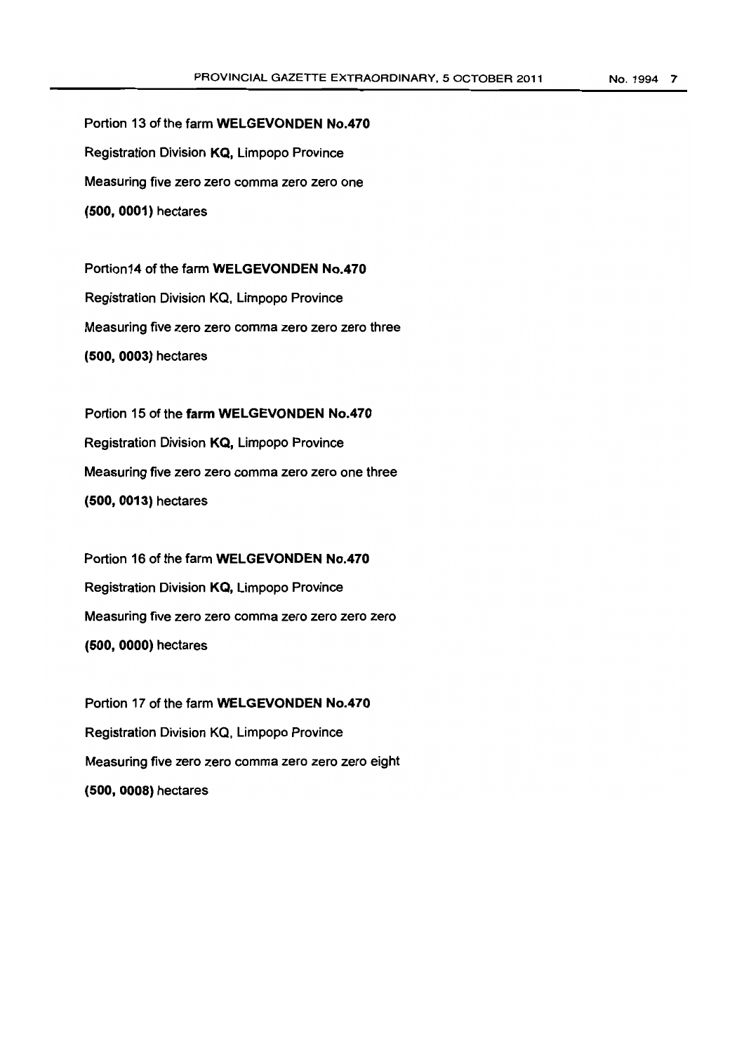Portion 13 of the farm **WELGEVONDEN No.470**

Registration Division **KQ**, Limpopo Province

Measuring five zero zero comma zero zero one

**(500, 0001)** hectares

Portion14 of the farm **WELGEVONDEN No.470**

Registration Division KQ, Limpopo Province

Measuring five zero zero comma zero zero zero three

**(500, 0003)** hectares

Portion 15 of the **farm WELGEVONDEN No.470**

Registration Division **KQ**, Limpopo Province

Measuring five zero zero comma zero zero one three

**(500, 0013)** hectares

Portion 16 of the farm **WELGEVONDEN No.470**

Registration Division **KQ**, Limpopo Province

Measuring five zero zero comma zero zero zero zero

**(500, 0000)** hectares

Portion 17 of the farm **WELGEVONDEN No.470**

Registration Division KQ, Limpopo Province

Measuring five zero zero comma zero zero zero eight

**(500, 0008)** hectares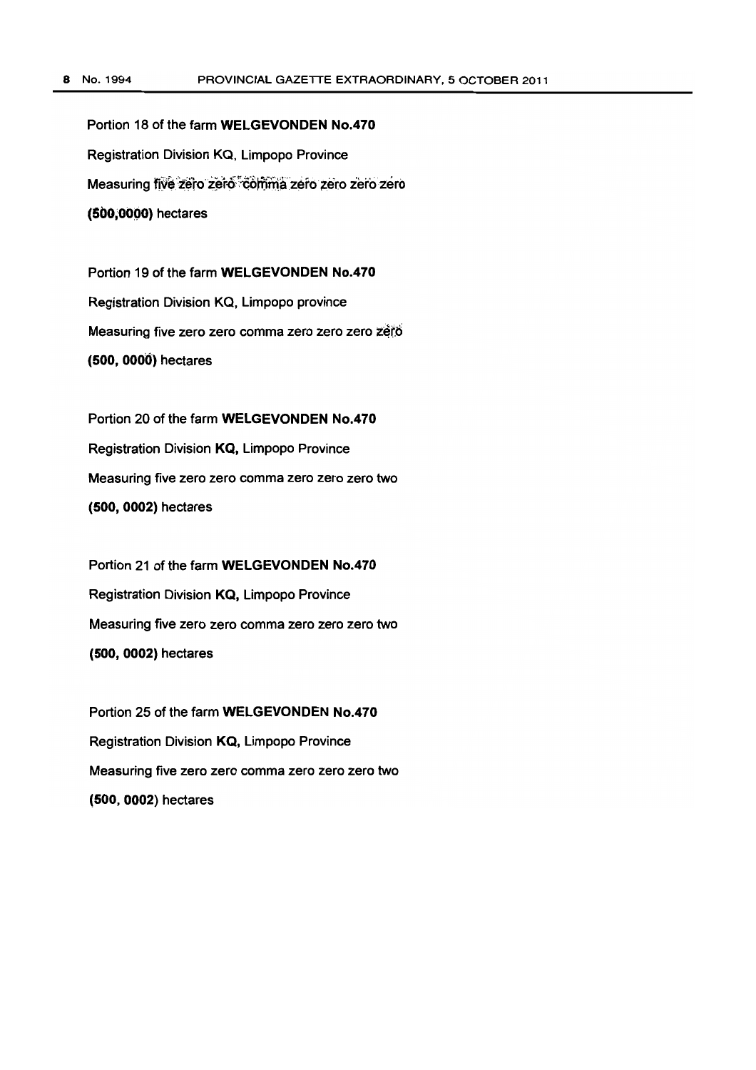Portion 18 of the farm **WELGEVONDEN No.470**
Registration Division KQ, Limpopo Province
Measuring five zero zero comma zero zero zero zero
**(500,0000)** hectares

Portion 19 of the farm **WELGEVONDEN No.470**
Registration Division KQ, Limpopo province
Measuring five zero zero comma zero zero zero zero
**(500, 0000)** hectares

Portion 20 of the farm **WELGEVONDEN No.470**
Registration Division **KQ,** Limpopo Province
Measuring five zero zero comma zero zero zero two
**(500, 0002)** hectares

Portion 21 of the farm **WELGEVONDEN No.470**
Registration Division **KQ,** Limpopo Province
Measuring five zero zero comma zero zero zero two
**(500, 0002)** hectares

Portion 25 of the farm **WELGEVONDEN No.470**
Registration Division **KQ,** Limpopo Province
Measuring five zero zero comma zero zero zero two
**(500, 0002)** hectares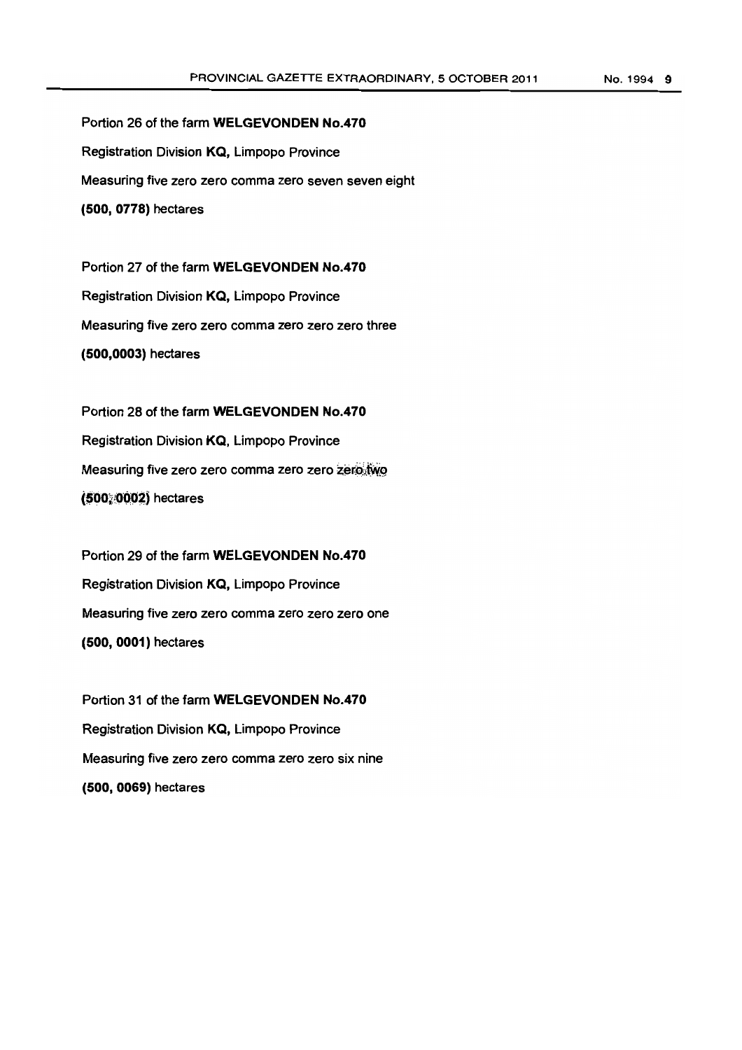Portion 26 of the farm **WELGEVONDEN No.470**

Registration Division **KQ,** Limpopo Province

Measuring five zero zero comma zero seven seven eight

**(500, 0778)** hectares

Portion 27 of the farm **WELGEVONDEN No.470**

Registration Division **KQ,** Limpopo Province

Measuring five zero zero comma zero zero zero three

**(500,0003)** hectares

Portion 28 of the farm **WELGEVONDEN No.470**

Registration Division **KQ**, Limpopo Province

Measuring five zero zero comma zero zero zero two

**(500, 0002)** hectares

Portion 29 of the farm **WELGEVONDEN No.470**

Registration Division **KQ,** Limpopo Province

Measuring five zero zero comma zero zero zero one

**(500, 0001)** hectares

Portion 31 of the farm **WELGEVONDEN No.470**

Registration Division **KQ,** Limpopo Province

Measuring five zero zero comma zero zero six nine

**(500, 0069)** hectares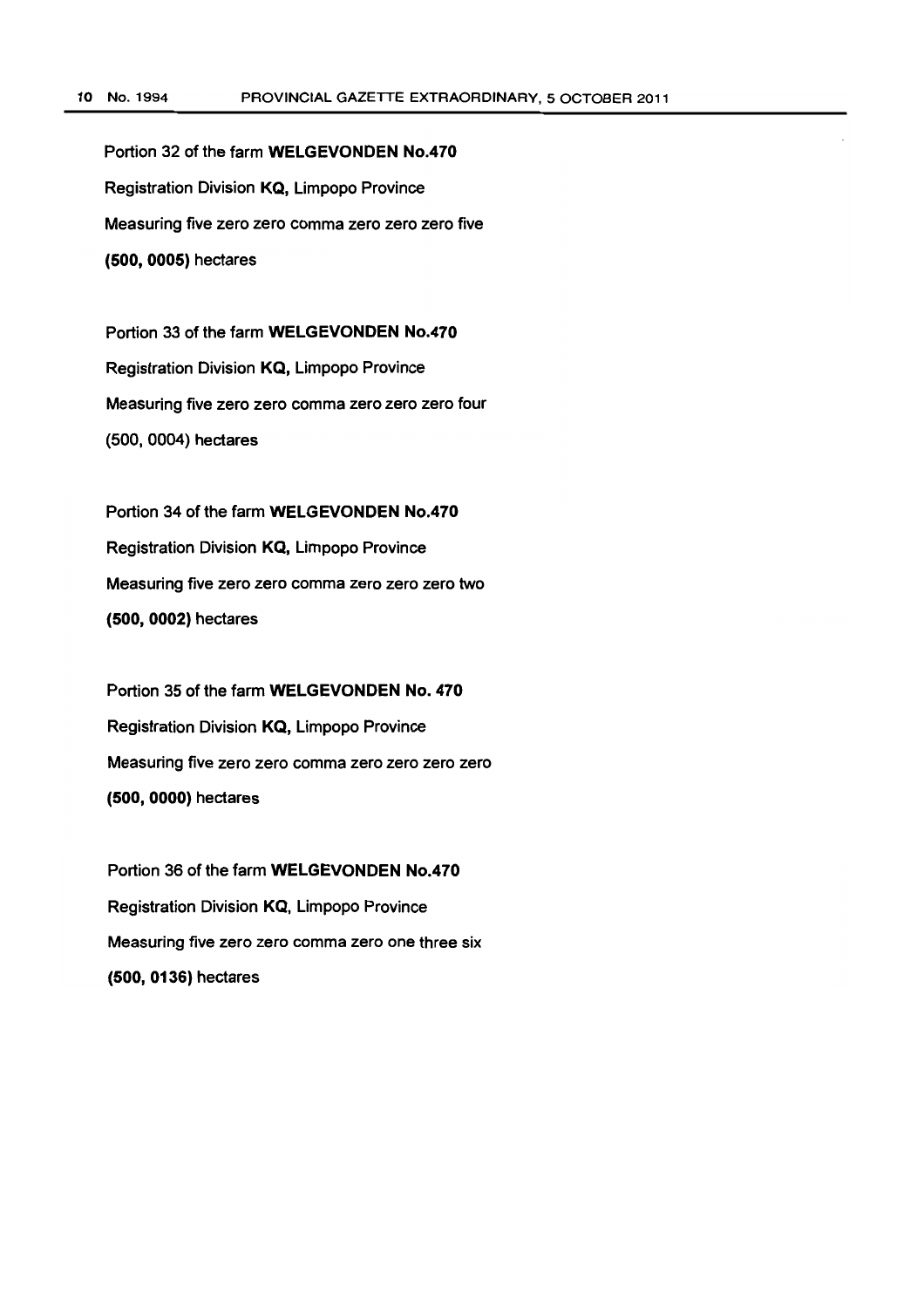Portion 32 of the farm **WELGEVONDEN No.470**
Registration Division **KQ**, Limpopo Province
Measuring five zero zero comma zero zero zero five
**(500, 0005)** hectares

Portion 33 of the farm **WELGEVONDEN No.470**
Registration Division **KQ**, Limpopo Province
Measuring five zero zero comma zero zero zero four
(500, 0004) hectares

Portion 34 of the farm **WELGEVONDEN No.470**
Registration Division **KQ**, Limpopo Province
Measuring five zero zero comma zero zero zero two
**(500, 0002)** hectares

Portion 35 of the farm **WELGEVONDEN No. 470**
Registration Division **KQ**, Limpopo Province
Measuring five zero zero comma zero zero zero zero
**(500, 0000)** hectares

Portion 36 of the farm **WELGEVONDEN No.470**
Registration Division **KQ**, Limpopo Province
Measuring five zero zero comma zero one three six
**(500, 0136)** hectares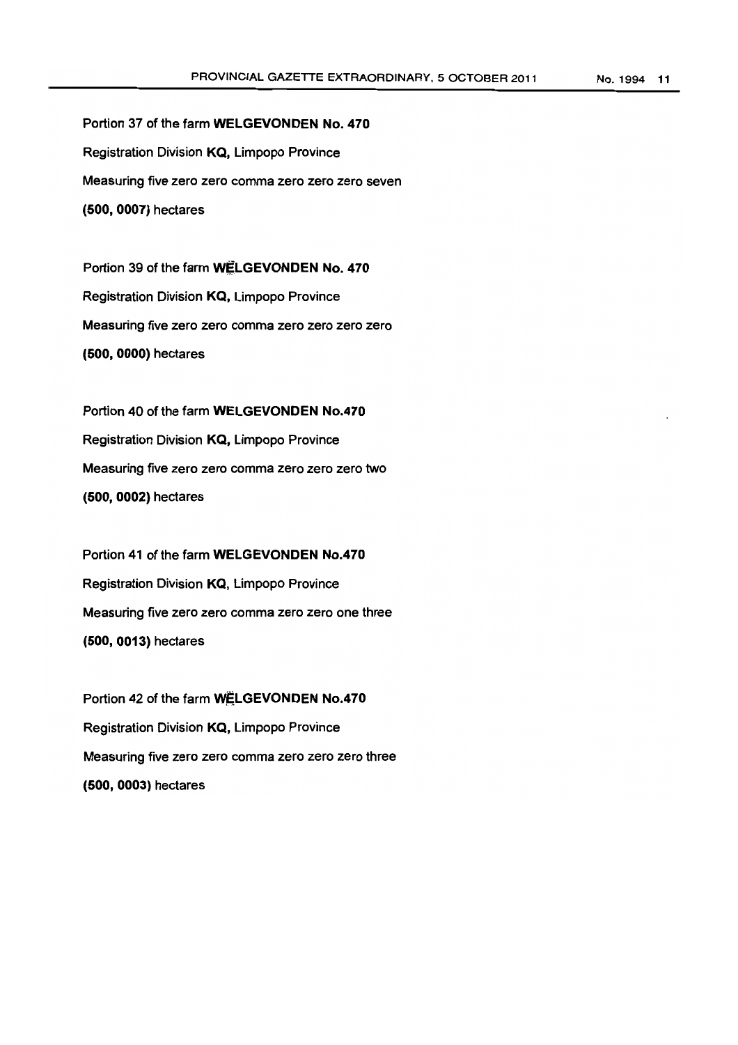Portion 37 of the farm **WELGEVONDEN No. 470**
Registration Division **KQ**, Limpopo Province
Measuring five zero zero comma zero zero zero seven
**(500, 0007)** hectares

Portion 39 of the farm **WELGEVONDEN No. 470**
Registration Division **KQ**, Limpopo Province
Measuring five zero zero comma zero zero zero zero
**(500, 0000)** hectares

Portion 40 of the farm **WELGEVONDEN No.470**
Registration Division **KQ**, Limpopo Province
Measuring five zero zero comma zero zero zero two
**(500, 0002)** hectares

Portion 41 of the farm **WELGEVONDEN No.470**
Registration Division **KQ**, Limpopo Province
Measuring five zero zero comma zero zero one three
**(500, 0013)** hectares

Portion 42 of the farm **WELGEVONDEN No.470**
Registration Division **KQ**, Limpopo Province
Measuring five zero zero comma zero zero zero three
**(500, 0003)** hectares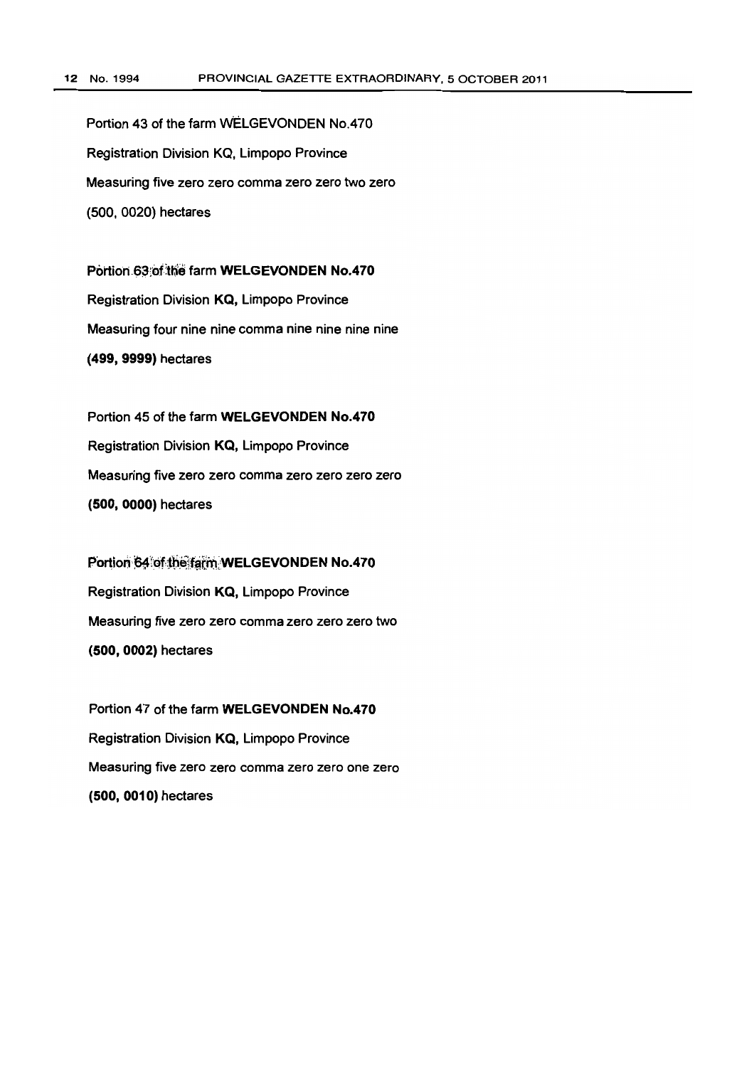Portion 43 of the farm WELGEVONDEN No.470

Registration Division KQ, Limpopo Province

Measuring five zero zero comma zero zero two zero

(500, 0020) hectares

Portion 63 of the farm **WELGEVONDEN No.470**

Registration Division **KQ,** Limpopo Province

Measuring four nine nine comma nine nine nine nine

**(499, 9999)** hectares

Portion 45 of the farm **WELGEVONDEN No.470**

Registration Division **KQ,** Limpopo Province

Measuring five zero zero comma zero zero zero zero

**(500, 0000)** hectares

Portion 64 of the farm **WELGEVONDEN No.470**

Registration Division **KQ,** Limpopo Province

Measuring five zero zero comma zero zero zero two

**(500, 0002)** hectares

Portion 47 of the farm **WELGEVONDEN No.470**

Registration Division **KQ,** Limpopo Province

Measuring five zero zero comma zero zero one zero

**(500, 0010)** hectares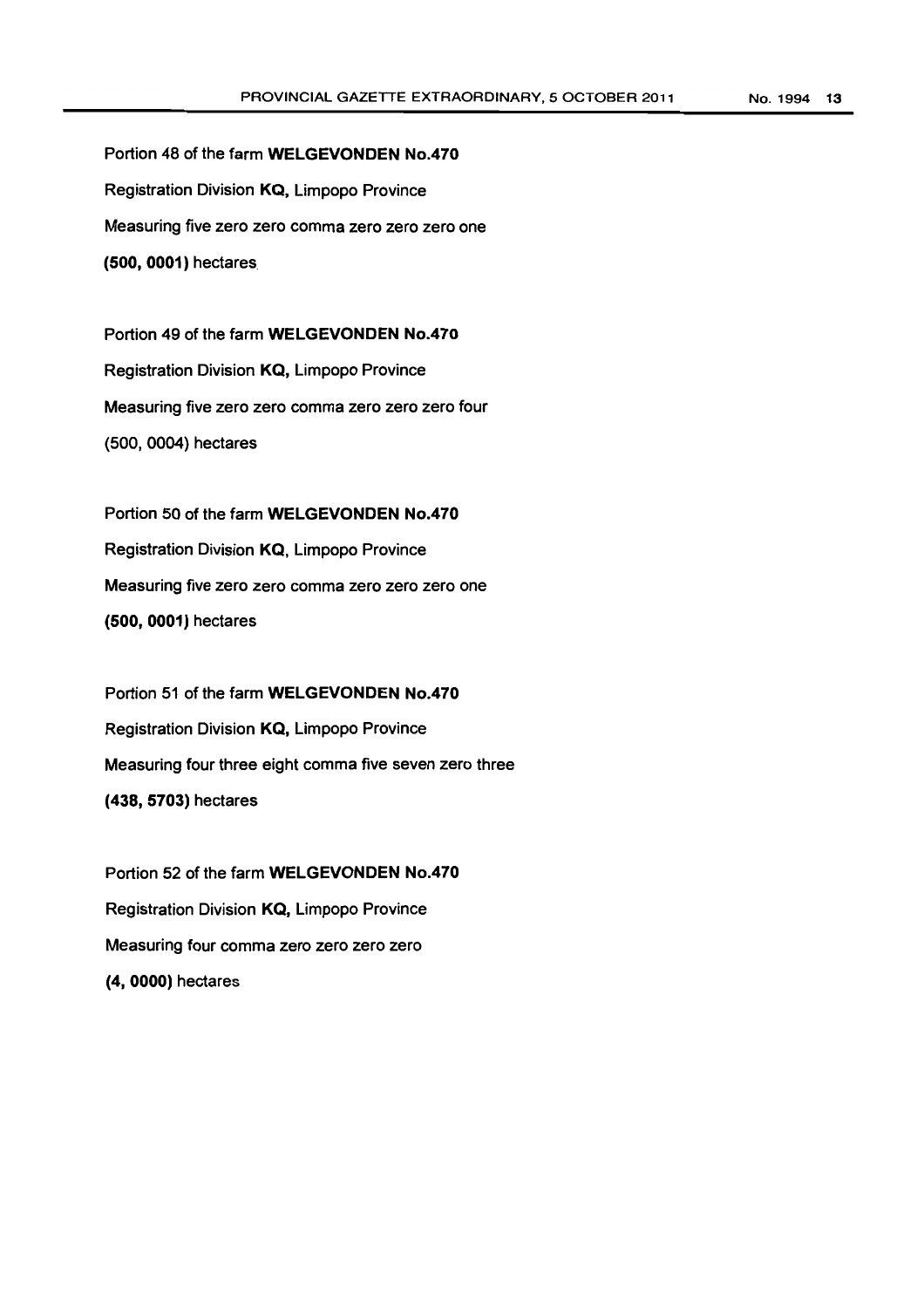Portion 48 of the farm **WELGEVONDEN No.470**

Registration Division **KQ,** Limpopo Province

Measuring five zero zero comma zero zero zero one

**(500, 0001)** hectares

Portion 49 of the farm **WELGEVONDEN No.470**

Registration Division **KQ,** Limpopo Province

Measuring five zero zero comma zero zero zero four

(500, 0004) hectares

Portion 50 of the farm **WELGEVONDEN No.470**

Registration Division **KQ,** Limpopo Province

Measuring five zero zero comma zero zero zero one

**(500, 0001)** hectares

Portion 51 of the farm **WELGEVONDEN No.470**

Registration Division **KQ,** Limpopo Province

Measuring four three eight comma five seven zero three

**(438, 5703)** hectares

Portion 52 of the farm **WELGEVONDEN No.470**

Registration Division **KQ,** Limpopo Province

Measuring four comma zero zero zero zero

**(4, 0000)** hectares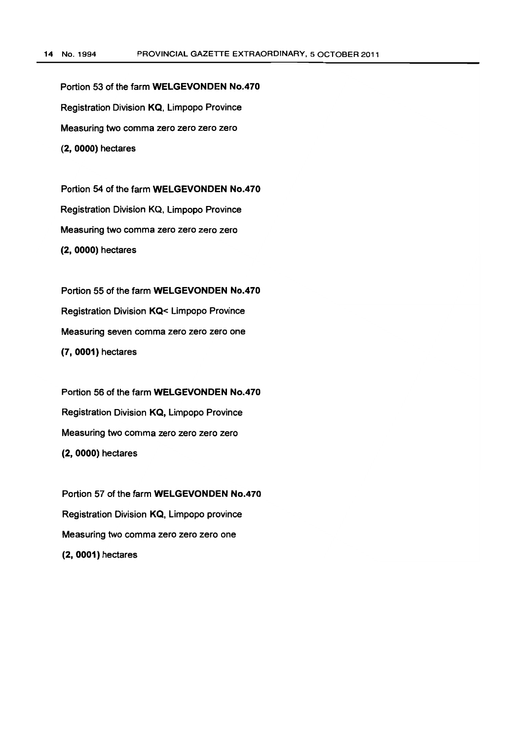Portion 53 of the farm **WELGEVONDEN No.470**

Registration Division **KQ**, Limpopo Province

Measuring two comma zero zero zero zero

**(2, 0000)** hectares

Portion 54 of the farm **WELGEVONDEN No.470**

Registration Division KQ, Limpopo Province

Measuring two comma zero zero zero zero

**(2, 0000)** hectares

Portion 55 of the farm **WELGEVONDEN No.470**

Registration Division **KQ<** Limpopo Province

Measuring seven comma zero zero zero one

**(7, 0001)** hectares

Portion 56 of the farm **WELGEVONDEN No.470**

Registration Division **KQ,** Limpopo Province

Measuring two comma zero zero zero zero

**(2, 0000)** hectares

Portion 57 of the farm **WELGEVONDEN No.470**

Registration Division **KQ**, Limpopo province

Measuring two comma zero zero zero one

**(2, 0001)** hectares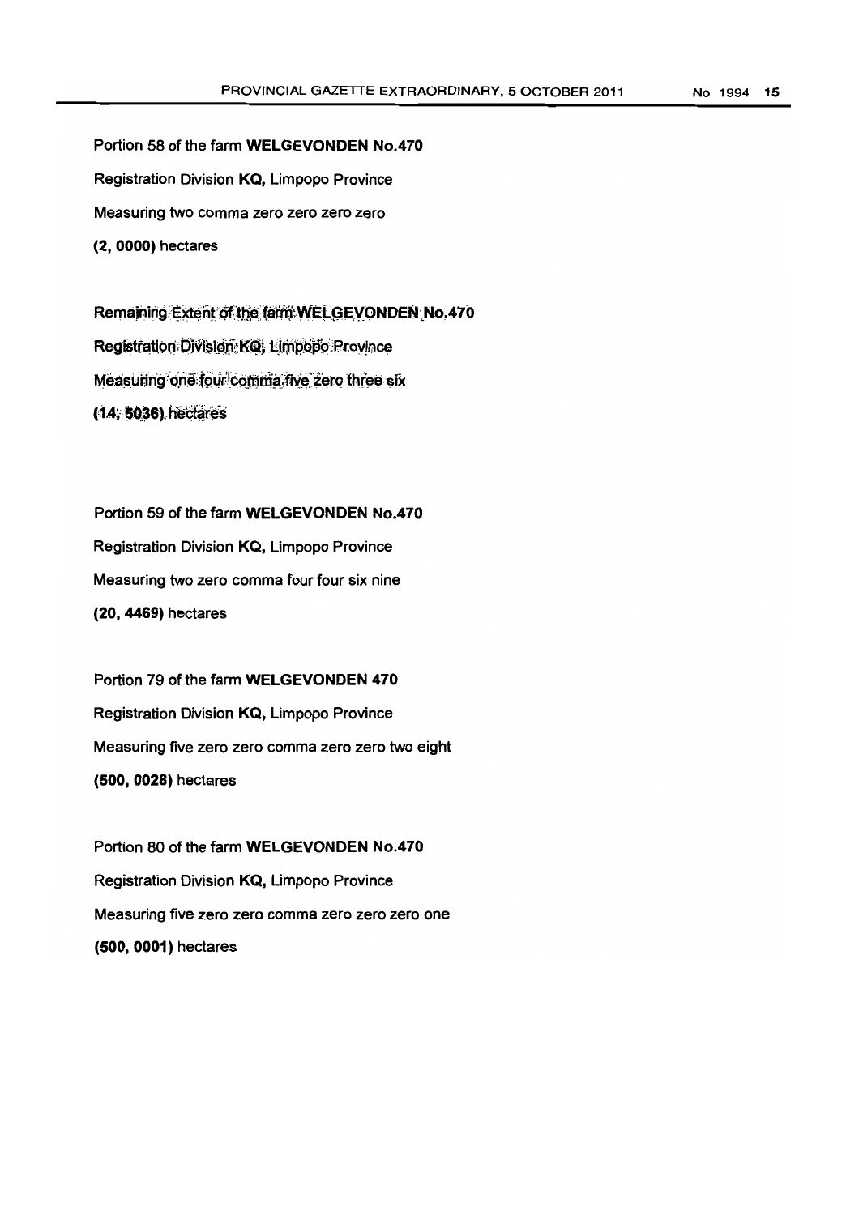Portion 58 of the farm **WELGEVONDEN No.470**

Registration Division **KQ,** Limpopo Province

Measuring two comma zero zero zero zero

**(2, 0000)** hectares

Remaining Extent of the farm **WELGEVONDEN No.470**

Registration Division **KQ**, Limpopo Province

Measuring one four comma five zero three six

**(14, 5036)** hectares

Portion 59 of the farm **WELGEVONDEN No.470**

Registration Division **KQ,** Limpopo Province

Measuring two zero comma four four six nine

**(20, 4469)** hectares

Portion 79 of the farm **WELGEVONDEN 470**

Registration Division **KQ,** Limpopo Province

Measuring five zero zero comma zero zero two eight

**(500, 0028)** hectares

Portion 80 of the farm **WELGEVONDEN No.470**

Registration Division **KQ,** Limpopo Province

Measuring five zero zero comma zero zero zero one

**(500, 0001)** hectares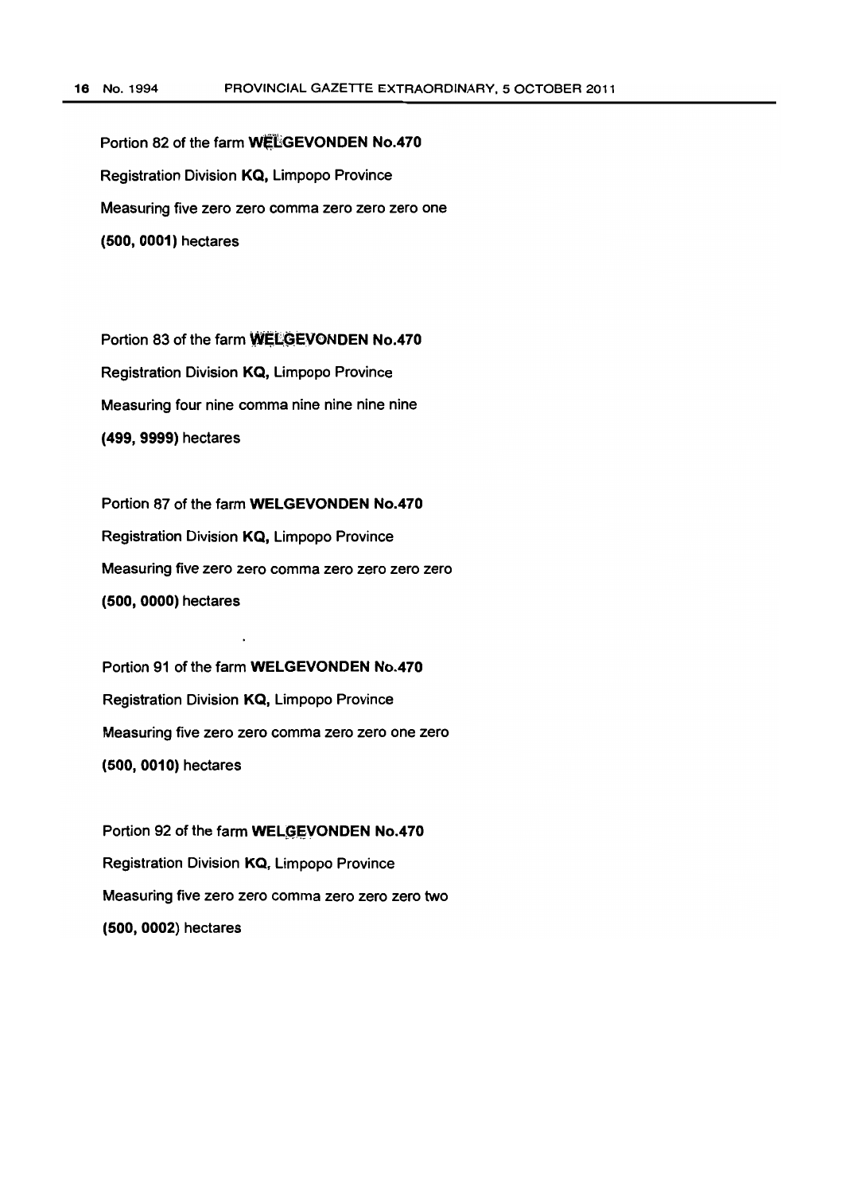Portion 82 of the farm **WELGEVONDEN No.470**
Registration Division **KQ,** Limpopo Province
Measuring five zero zero comma zero zero zero one
**(500, 0001)** hectares

Portion 83 of the farm **WELGEVONDEN No.470**
Registration Division **KQ,** Limpopo Province
Measuring four nine comma nine nine nine nine
**(499, 9999)** hectares

Portion 87 of the farm **WELGEVONDEN No.470**
Registration Division **KQ,** Limpopo Province
Measuring five zero zero comma zero zero zero zero
**(500, 0000)** hectares

Portion 91 of the farm **WELGEVONDEN No.470**
Registration Division **KQ,** Limpopo Province
Measuring five zero zero comma zero zero one zero
**(500, 0010)** hectares

Portion 92 of the farm **WELGEVONDEN No.470**
Registration Division **KQ,** Limpopo Province
Measuring five zero zero comma zero zero zero two
**(500, 0002)** hectares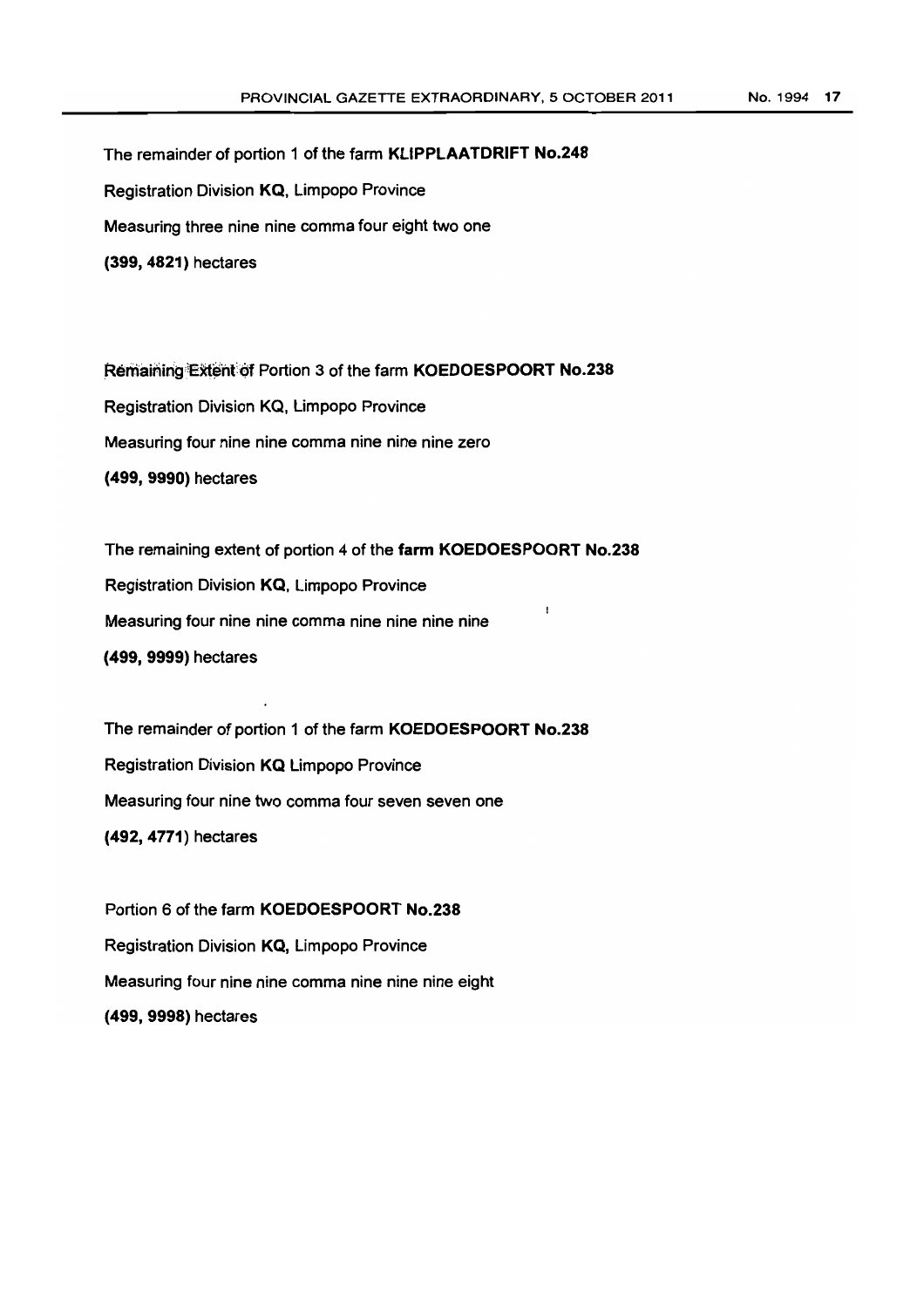The remainder of portion 1 of the farm **KLIPPLAATDRIFT No.248**

Registration Division **KQ**, Limpopo Province

Measuring three nine nine comma four eight two one

**(399, 4821)** hectares

Remaining Extent of Portion 3 of the farm **KOEDOESPOORT No.238**

Registration Division KQ, Limpopo Province

Measuring four nine nine comma nine nine nine zero

**(499, 9990)** hectares

The remaining extent of portion 4 of the **farm KOEDOESPOORT No.238**

Registration Division **KQ**, Limpopo Province

Measuring four nine nine comma nine nine nine nine

**(499, 9999)** hectares

The remainder of portion 1 of the farm **KOEDOESPOORT No.238**

Registration Division **KQ** Limpopo Province

Measuring four nine two comma four seven seven one

**(492, 4771**) hectares

Portion 6 of the farm **KOEDOESPOORT No.238**

Registration Division **KQ,** Limpopo Province

Measuring four nine nine comma nine nine nine eight

**(499, 9998)** hectares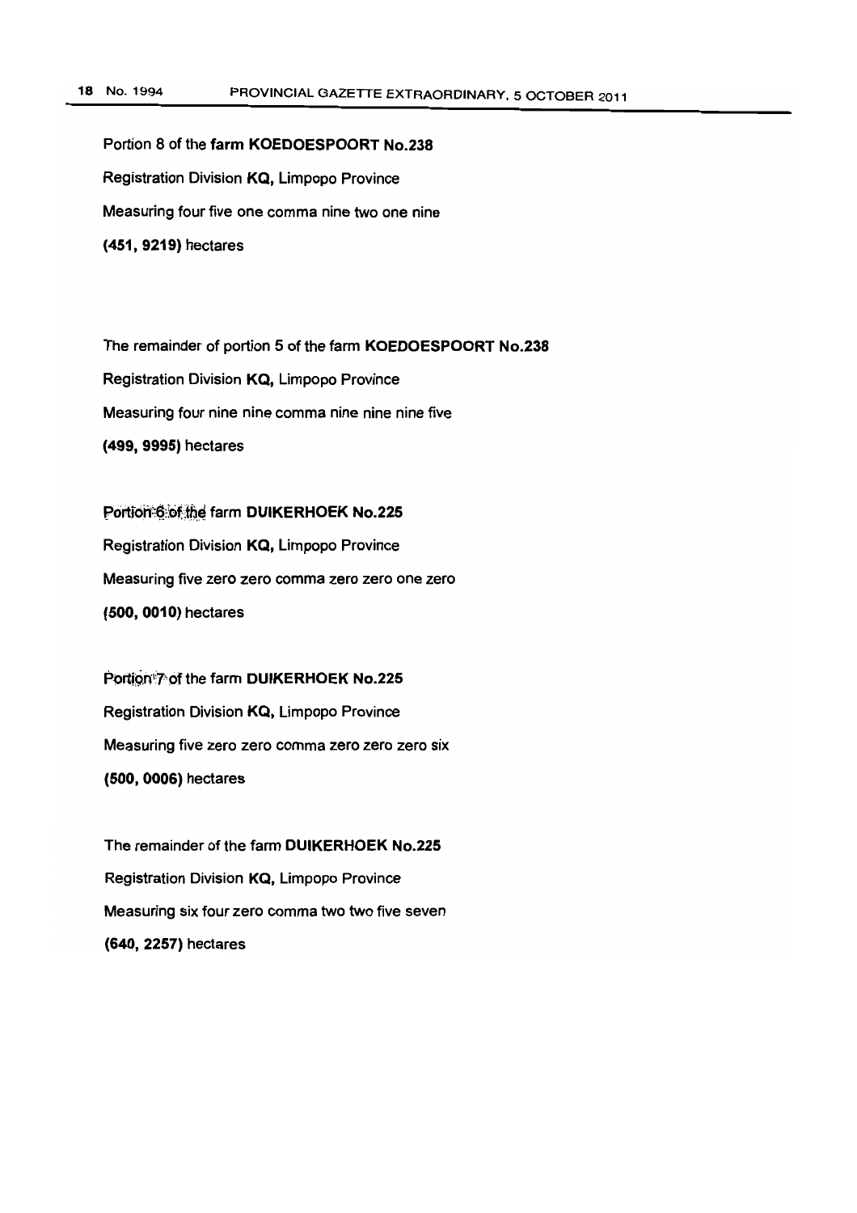Portion 8 of the **farm KOEDOESPOORT No.238**

Registration Division **KQ,** Limpopo Province

Measuring four five one comma nine two one nine

**(451, 9219)** hectares

The remainder of portion 5 of the farm **KOEDOESPOORT No.238**

Registration Division **KQ,** Limpopo Province

Measuring four nine nine comma nine nine nine five

**(499, 9995)** hectares

Portion 6 of the farm **DUIKERHOEK No.225**

Registration Division **KQ,** Limpopo Province

Measuring five zero zero comma zero zero one zero

**(500, 0010)** hectares

Portion 7 of the farm **DUIKERHOEK No.225**

Registration Division **KQ,** Limpopo Province

Measuring five zero zero comma zero zero zero six

**(500, 0006)** hectares

The remainder of the farm **DUIKERHOEK No.225**

Registration Division **KQ,** Limpopo Province

Measuring six four zero comma two two five seven

**(640, 2257)** hectares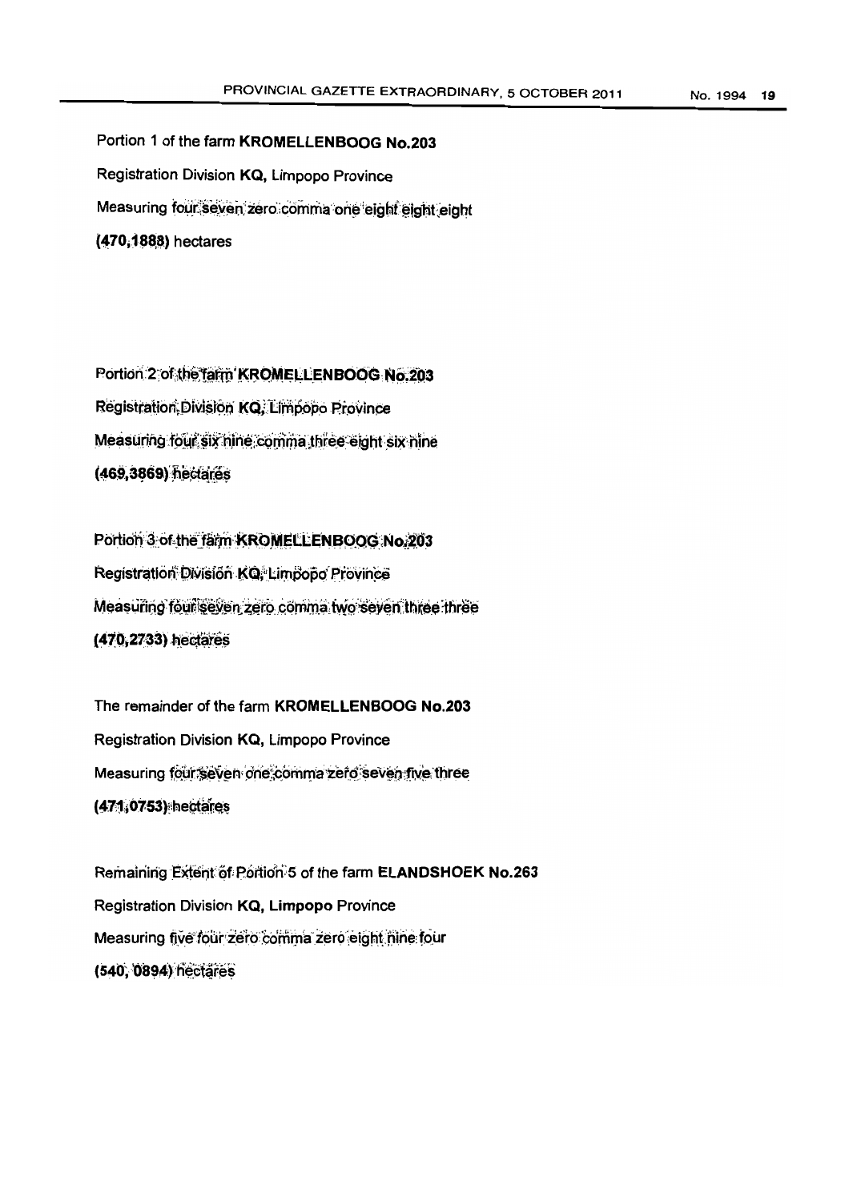Portion 1 of the farm **KROMELLENBOOG No.203**

Registration Division **KQ**, Limpopo Province

Measuring four seven zero comma one eight eight eight

**(470,1888)** hectares

Portion 2 of the farm **KROMELLENBOOG No.203**

Registration Division **KQ**, Limpopo Province

Measuring four six nine comma three eight six nine

**(469,3869)** hectares

Portion 3 of the farm **KROMELLENBOOG No.203**

Registration Division **KQ**, Limpopo Province

Measuring four seven zero comma two seven three three

**(470,2733)** hectares

The remainder of the farm **KROMELLENBOOG No.203**

Registration Division **KQ**, Limpopo Province

Measuring four seven one comma zero seven five three

**(471,0753)** hectares

Remaining Extent of Portion 5 of the farm **ELANDSHOEK No.263**

Registration Division **KQ, Limpopo** Province

Measuring five four zero comma zero eight nine four

**(540, 0894)** hectares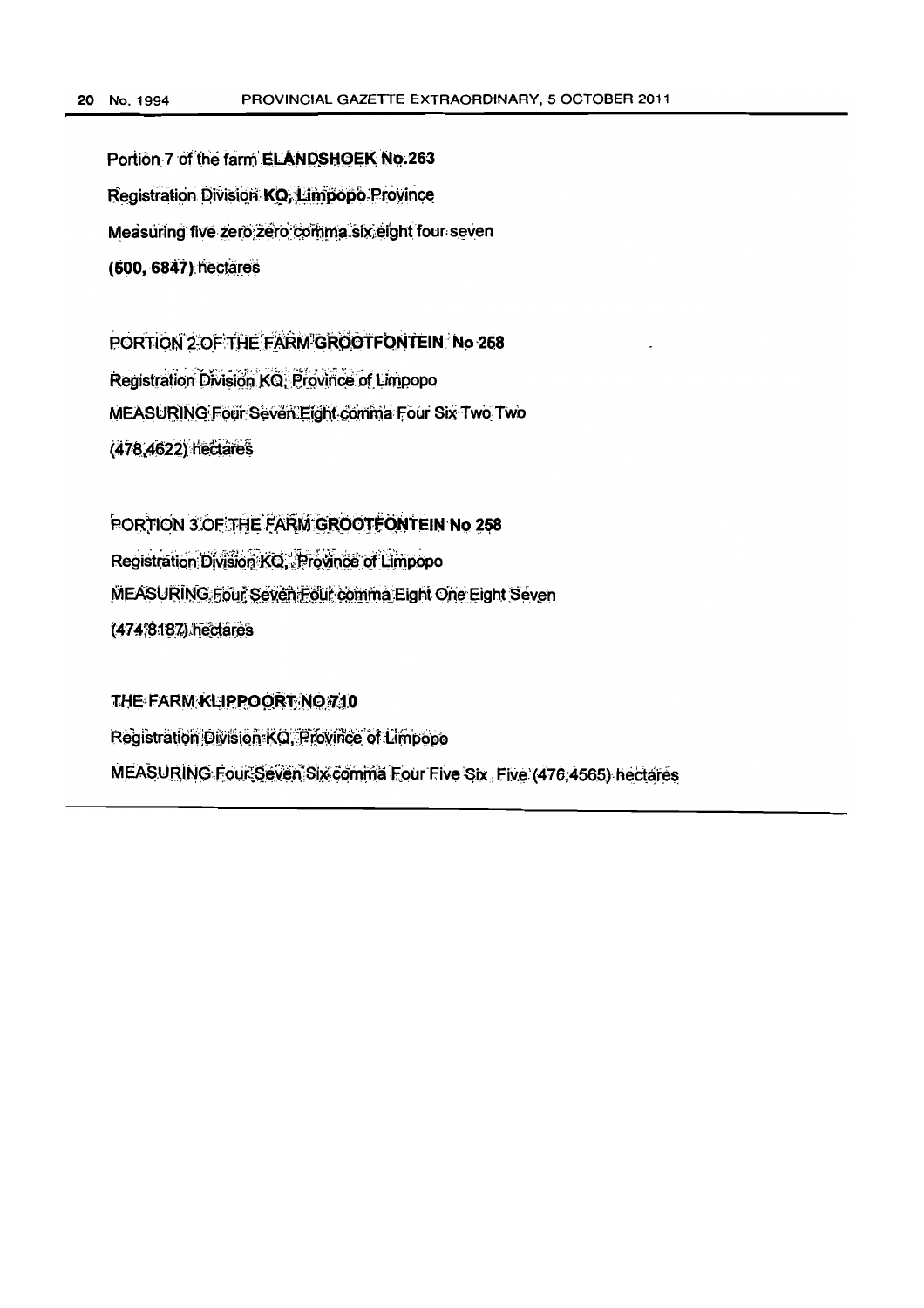Portion 7 of the farm **ELANDSHOEK No.263**

Registration Division **KQ, Limpopo** Province

Measuring five zero zero comma six eight four seven

**(500, 6847)** hectares

PORTION 2 OF THE FARM **GROOTFONTEIN No 258**

Registration Division KQ, Province of Limpopo

MEASURING Four Seven Eight comma Four Six Two Two

(478,4622) hectares

PORTION 3 OF THE FARM **GROOTFONTEIN No 258**

Registration Division KQ, Province of Limpopo

MEASURING Four Seven Four comma Eight One Eight Seven

(474,8187) hectares

THE FARM **KLIPPOORT NO 710**

Registration Division KQ, Province of Limpopo

MEASURING Four Seven Six comma Four Five Six Five (476,4565) hectares